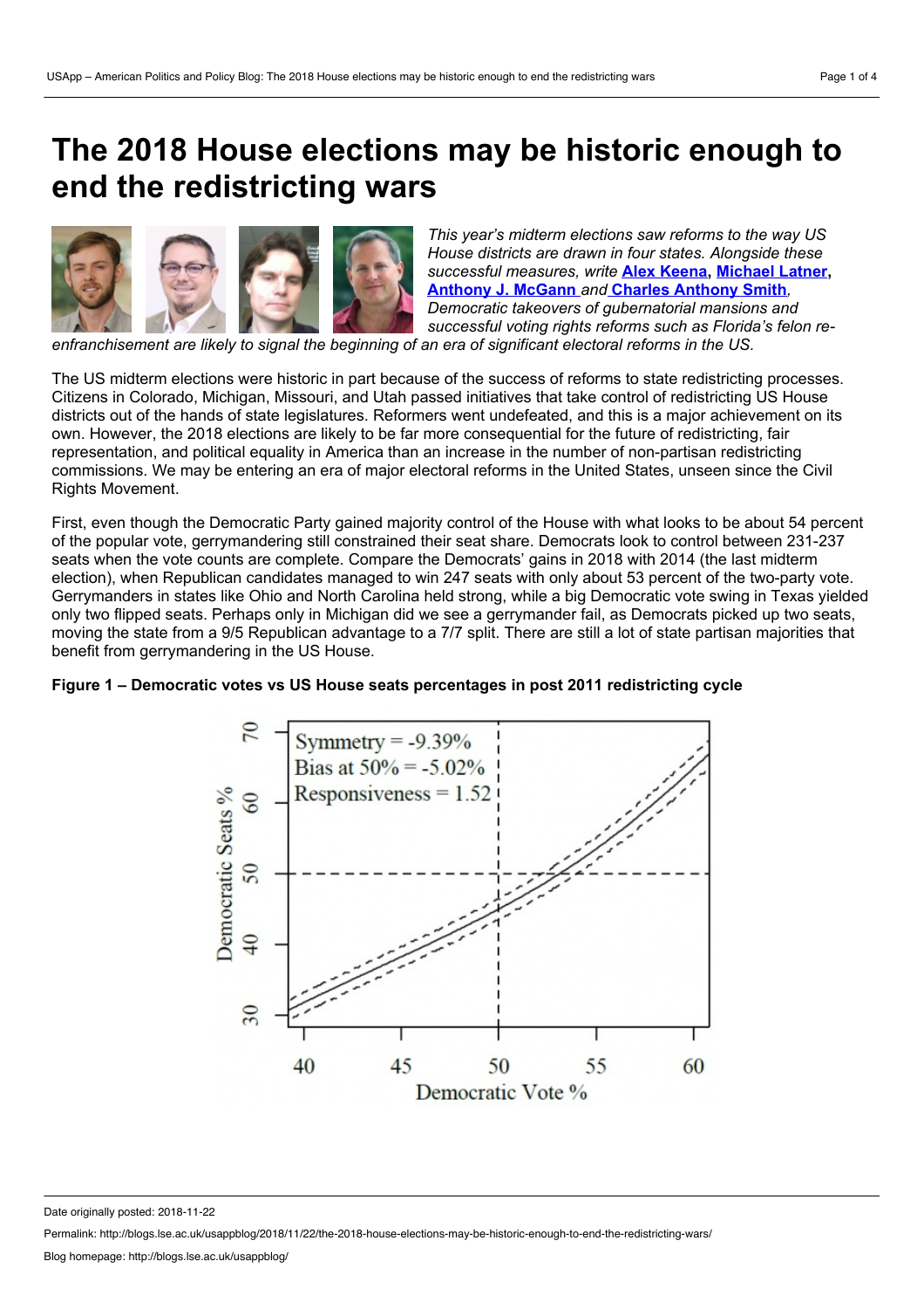# The 2018 House elections may be historic enough to end the redistricting wars

*This year's midterm elections saw reforms to the way US House districts are drawn in four states. Alongside these successful measures, write* **Alex Keena**, **Michael Latner**, **Anthony J. McGann** *and* **Charles Anthony Smith**, *Democratic takeovers of gubernatorial mansions and successful voting rights reforms such as Florida's felon re-enfranchisement are likely to signal the beginning of an era of significant electoral reforms in the US.*

The US midterm elections were historic in part because of the success of reforms to state redistricting processes. Citizens in Colorado, Michigan, Missouri, and Utah passed initiatives that take control of redistricting US House districts out of the hands of state legislatures. Reformers went undefeated, and this is a major achievement on its own. However, the 2018 elections are likely to be far more consequential for the future of redistricting, fair representation, and political equality in America than an increase in the number of non-partisan redistricting commissions. We may be entering an era of major electoral reforms in the United States, unseen since the Civil Rights Movement.

First, even though the Democratic Party gained majority control of the House with what looks to be about 54 percent of the popular vote, gerrymandering still constrained their seat share. Democrats look to control between 231-237 seats when the vote counts are complete. Compare the Democrats' gains in 2018 with 2014 (the last midterm election), when Republican candidates managed to win 247 seats with only about 53 percent of the two-party vote. Gerrymanders in states like Ohio and North Carolina held strong, while a big Democratic vote swing in Texas yielded only two flipped seats. Perhaps only in Michigan did we see a gerrymander fail, as Democrats picked up two seats, moving the state from a 9/5 Republican advantage to a 7/7 split. There are still a lot of state partisan majorities that benefit from gerrymandering in the US House.

**Figure 1 – Democratic votes vs US House seats percentages in post 2011 redistricting cycle**

Symmetry = -9.39%
Bias at 50% = -5.02%
Responsiveness = 1.52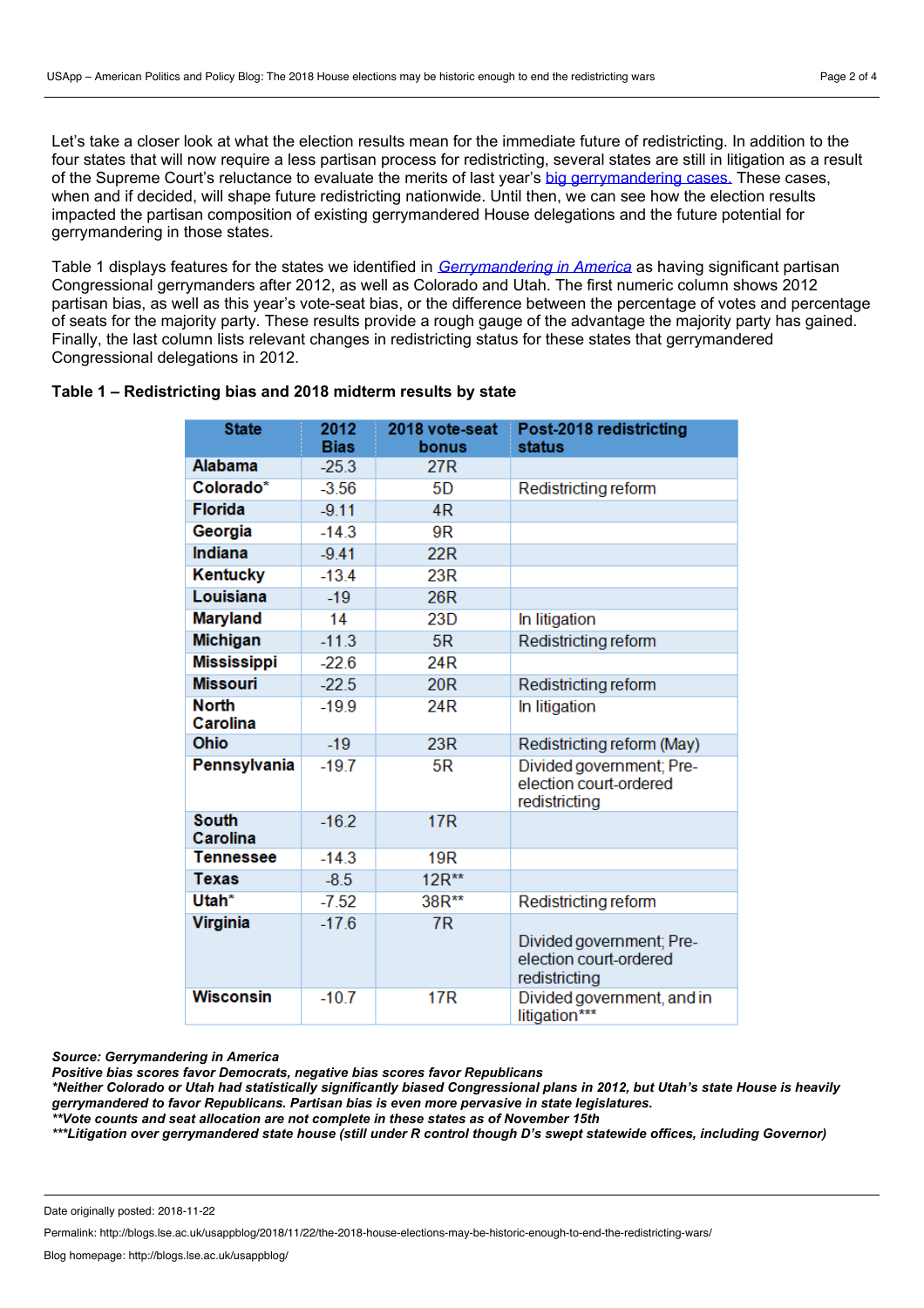Let's take a closer look at what the election results mean for the immediate future of redistricting. In addition to the four states that will now require a less partisan process for redistricting, several states are still in litigation as a result of the Supreme Court's reluctance to evaluate the merits of last year's big gerrymandering cases. These cases, when and if decided, will shape future redistricting nationwide. Until then, we can see how the election results impacted the partisan composition of existing gerrymandered House delegations and the future potential for gerrymandering in those states.

Table 1 displays features for the states we identified in *Gerrymandering in America* as having significant partisan Congressional gerrymanders after 2012, as well as Colorado and Utah. The first numeric column shows 2012 partisan bias, as well as this year's vote-seat bias, or the difference between the percentage of votes and percentage of seats for the majority party. These results provide a rough gauge of the advantage the majority party has gained. Finally, the last column lists relevant changes in redistricting status for these states that gerrymandered Congressional delegations in 2012.

**Table 1 – Redistricting bias and 2018 midterm results by state**

| State | 2012 Bias | 2018 vote-seat bonus | Post-2018 redistricting status |
|---|---|---|---|
| Alabama | -25.3 | 27R | |
| Colorado* | -3.56 | 5D | Redistricting reform |
| Florida | -9.11 | 4R | |
| Georgia | -14.3 | 9R | |
| Indiana | -9.41 | 22R | |
| Kentucky | -13.4 | 23R | |
| Louisiana | -19 | 26R | |
| Maryland | 14 | 23D | In litigation |
| Michigan | -11.3 | 5R | Redistricting reform |
| Mississippi | -22.6 | 24R | |
| Missouri | -22.5 | 20R | Redistricting reform |
| North Carolina | -19.9 | 24R | In litigation |
| Ohio | -19 | 23R | Redistricting reform (May) |
| Pennsylvania | -19.7 | 5R | Divided government; Pre-election court-ordered redistricting |
| South Carolina | -16.2 | 17R | |
| Tennessee | -14.3 | 19R | |
| Texas | -8.5 | 12R** | |
| Utah* | -7.52 | 38R** | Redistricting reform |
| Virginia | -17.6 | 7R | Divided government; Pre-election court-ordered redistricting |
| Wisconsin | -10.7 | 17R | Divided government, and in litigation*** |

***Source: Gerrymandering in America***
***Positive bias scores favor Democrats, negative bias scores favor Republicans***
****Neither Colorado or Utah had statistically significantly biased Congressional plans in 2012, but Utah's state House is heavily gerrymandered to favor Republicans. Partisan bias is even more pervasive in state legislatures.***
*****Vote counts and seat allocation are not complete in these states as of November 15th***
******Litigation over gerrymandered state house (still under R control though D's swept statewide offices, including Governor)***

Date originally posted: 2018-11-22

Permalink: http://blogs.lse.ac.uk/usappblog/2018/11/22/the-2018-house-elections-may-be-historic-enough-to-end-the-redistricting-wars/

Blog homepage: http://blogs.lse.ac.uk/usappblog/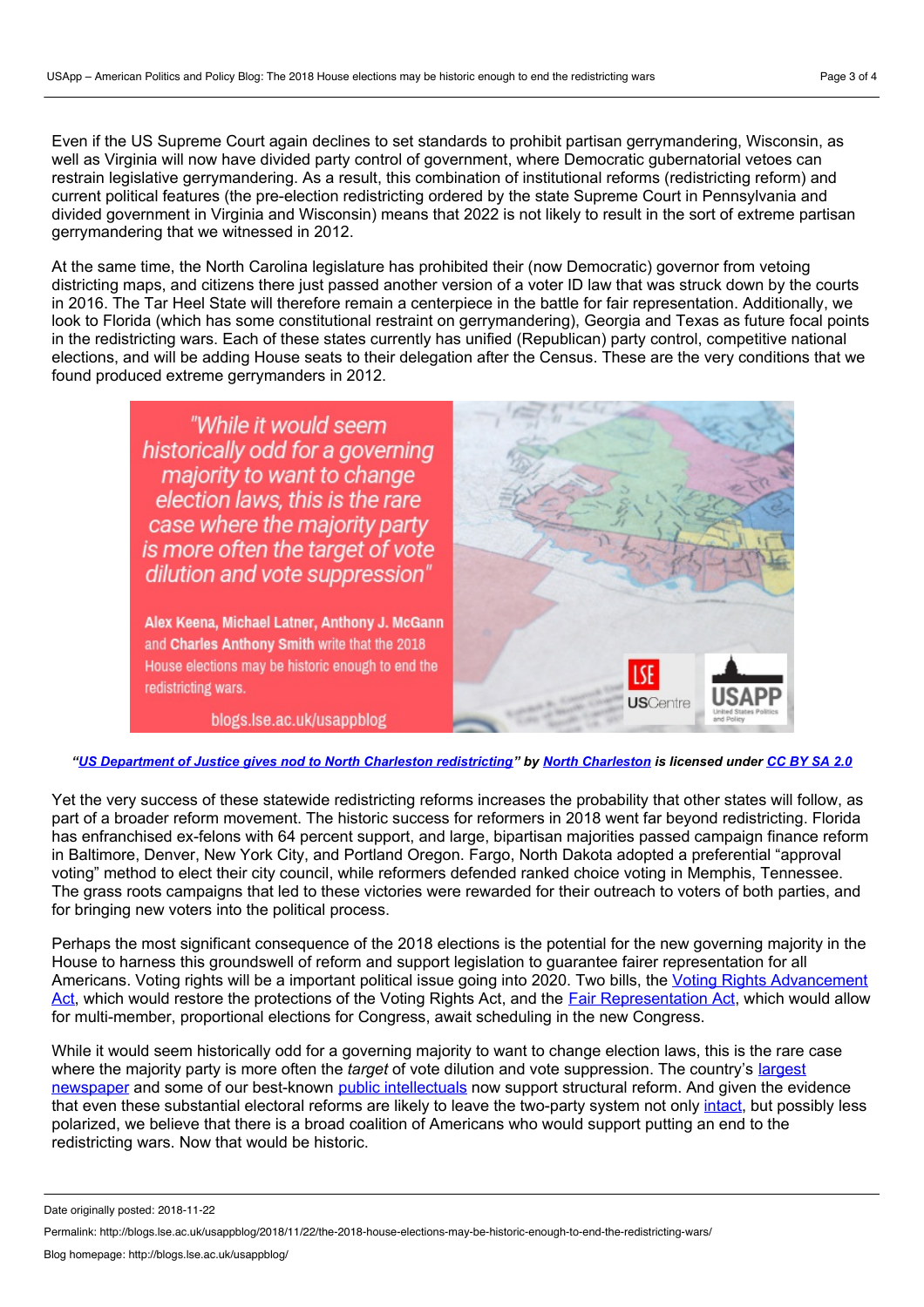Even if the US Supreme Court again declines to set standards to prohibit partisan gerrymandering, Wisconsin, as well as Virginia will now have divided party control of government, where Democratic gubernatorial vetoes can restrain legislative gerrymandering. As a result, this combination of institutional reforms (redistricting reform) and current political features (the pre-election redistricting ordered by the state Supreme Court in Pennsylvania and divided government in Virginia and Wisconsin) means that 2022 is not likely to result in the sort of extreme partisan gerrymandering that we witnessed in 2012.

At the same time, the North Carolina legislature has prohibited their (now Democratic) governor from vetoing districting maps, and citizens there just passed another version of a voter ID law that was struck down by the courts in 2016. The Tar Heel State will therefore remain a centerpiece in the battle for fair representation. Additionally, we look to Florida (which has some constitutional restraint on gerrymandering), Georgia and Texas as future focal points in the redistricting wars. Each of these states currently has unified (Republican) party control, competitive national elections, and will be adding House seats to their delegation after the Census. These are the very conditions that we found produced extreme gerrymanders in 2012.

***"US Department of Justice gives nod to North Charleston redistricting" by North Charleston is licensed under CC BY SA 2.0***

Yet the very success of these statewide redistricting reforms increases the probability that other states will follow, as part of a broader reform movement. The historic success for reformers in 2018 went far beyond redistricting. Florida has enfranchised ex-felons with 64 percent support, and large, bipartisan majorities passed campaign finance reform in Baltimore, Denver, New York City, and Portland Oregon. Fargo, North Dakota adopted a preferential "approval voting" method to elect their city council, while reformers defended ranked choice voting in Memphis, Tennessee. The grass roots campaigns that led to these victories were rewarded for their outreach to voters of both parties, and for bringing new voters into the political process.

Perhaps the most significant consequence of the 2018 elections is the potential for the new governing majority in the House to harness this groundswell of reform and support legislation to guarantee fairer representation for all Americans. Voting rights will be a important political issue going into 2020. Two bills, the Voting Rights Advancement Act, which would restore the protections of the Voting Rights Act, and the Fair Representation Act, which would allow for multi-member, proportional elections for Congress, await scheduling in the new Congress.

While it would seem historically odd for a governing majority to want to change election laws, this is the rare case where the majority party is more often the *target* of vote dilution and vote suppression. The country's largest newspaper and some of our best-known public intellectuals now support structural reform. And given the evidence that even these substantial electoral reforms are likely to leave the two-party system not only intact, but possibly less polarized, we believe that there is a broad coalition of Americans who would support putting an end to the redistricting wars. Now that would be historic.

Date originally posted: 2018-11-22

Permalink: http://blogs.lse.ac.uk/usappblog/2018/11/22/the-2018-house-elections-may-be-historic-enough-to-end-the-redistricting-wars/

Blog homepage: http://blogs.lse.ac.uk/usappblog/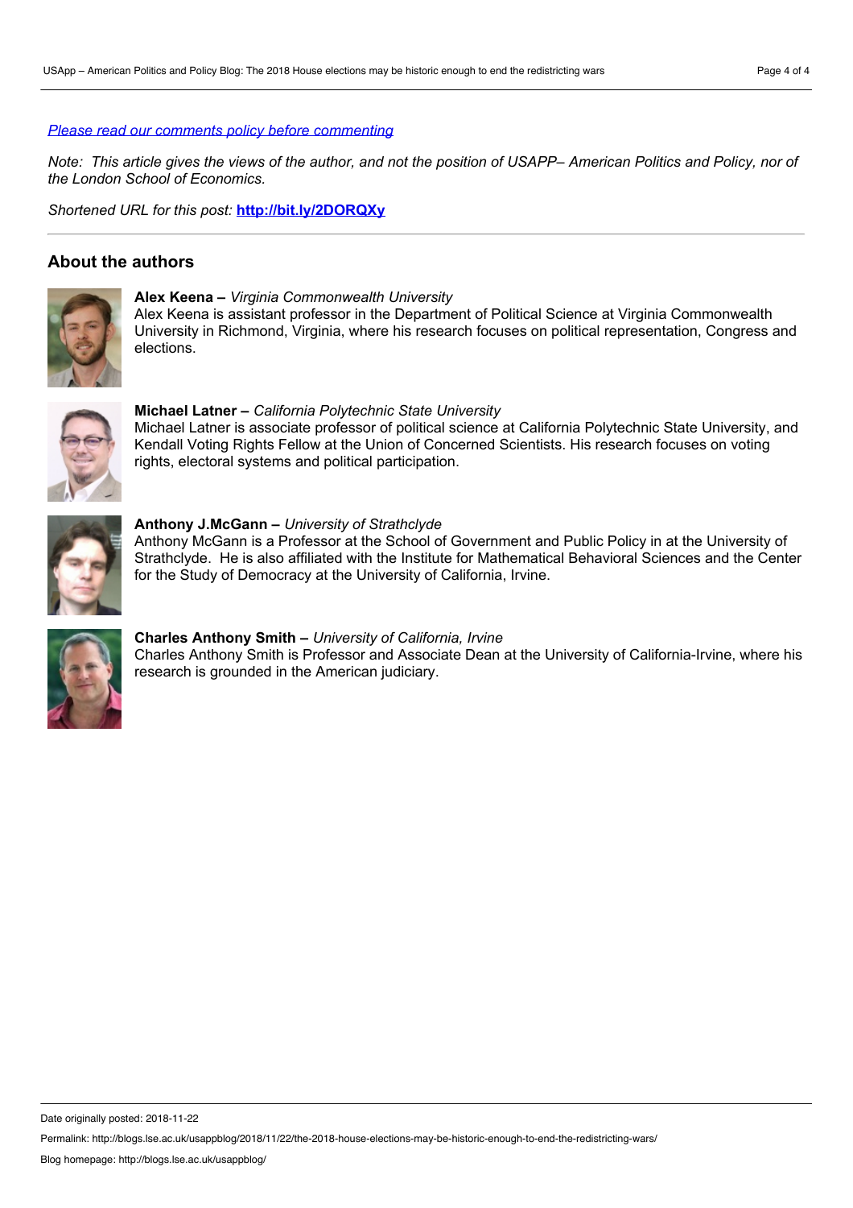*[Please read our comments policy before commenting](#)*

*Note: This article gives the views of the author, and not the position of USAPP– American Politics and Policy, nor of the London School of Economics.*

*Shortened URL for this post:* **http://bit.ly/2DORQXy**

---

## About the authors

**Alex Keena –** *Virginia Commonwealth University*
Alex Keena is assistant professor in the Department of Political Science at Virginia Commonwealth University in Richmond, Virginia, where his research focuses on political representation, Congress and elections.

**Michael Latner –** *California Polytechnic State University*
Michael Latner is associate professor of political science at California Polytechnic State University, and Kendall Voting Rights Fellow at the Union of Concerned Scientists. His research focuses on voting rights, electoral systems and political participation.

**Anthony J.McGann –** *University of Strathclyde*
Anthony McGann is a Professor at the School of Government and Public Policy in at the University of Strathclyde. He is also affiliated with the Institute for Mathematical Behavioral Sciences and the Center for the Study of Democracy at the University of California, Irvine.

**Charles Anthony Smith –** *University of California, Irvine*
Charles Anthony Smith is Professor and Associate Dean at the University of California-Irvine, where his research is grounded in the American judiciary.

Date originally posted: 2018-11-22

Permalink: http://blogs.lse.ac.uk/usappblog/2018/11/22/the-2018-house-elections-may-be-historic-enough-to-end-the-redistricting-wars/

Blog homepage: http://blogs.lse.ac.uk/usappblog/